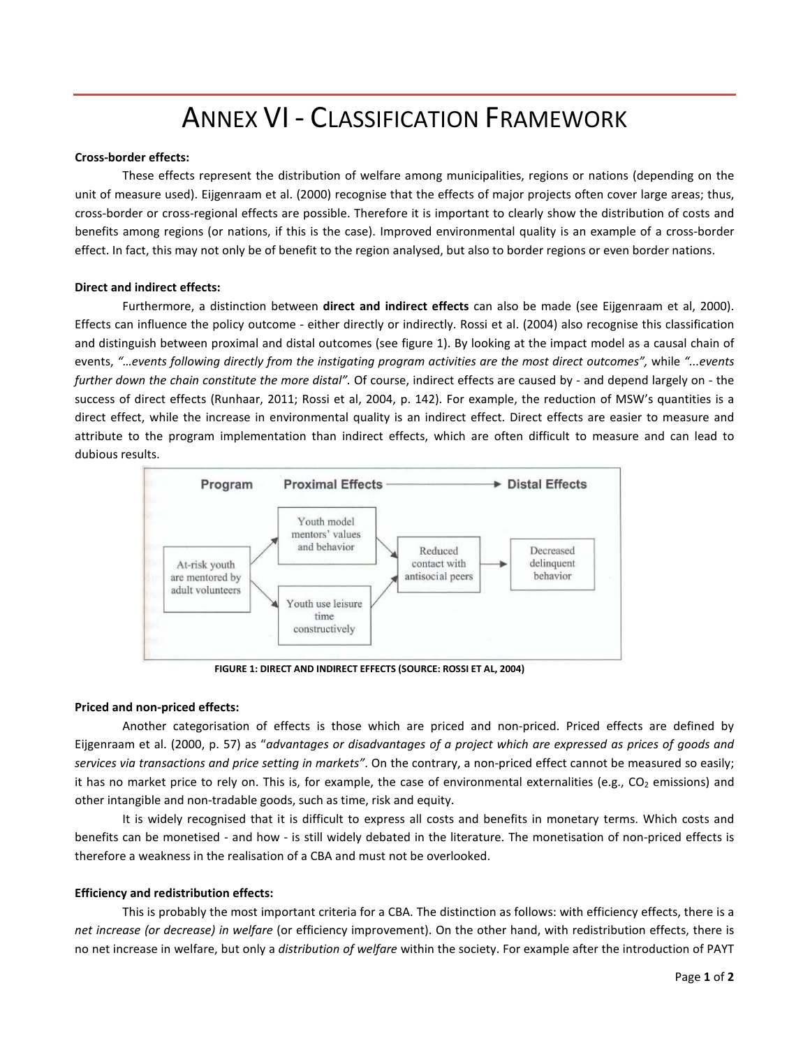# ANNEX VI - CLASSIFICATION FRAMEWORK

**Cross-border effects:**

These effects represent the distribution of welfare among municipalities, regions or nations (depending on the unit of measure used). Eijgenraam et al. (2000) recognise that the effects of major projects often cover large areas; thus, cross-border or cross-regional effects are possible. Therefore it is important to clearly show the distribution of costs and benefits among regions (or nations, if this is the case). Improved environmental quality is an example of a cross-border effect. In fact, this may not only be of benefit to the region analysed, but also to border regions or even border nations.

**Direct and indirect effects:**

Furthermore, a distinction between **direct and indirect effects** can also be made (see Eijgenraam et al, 2000). Effects can influence the policy outcome - either directly or indirectly. Rossi et al. (2004) also recognise this classification and distinguish between proximal and distal outcomes (see figure 1). By looking at the impact model as a causal chain of events, *"…events following directly from the instigating program activities are the most direct outcomes",* while *"...events further down the chain constitute the more distal".* Of course, indirect effects are caused by - and depend largely on - the success of direct effects (Runhaar, 2011; Rossi et al, 2004, p. 142). For example, the reduction of MSW's quantities is a direct effect, while the increase in environmental quality is an indirect effect. Direct effects are easier to measure and attribute to the program implementation than indirect effects, which are often difficult to measure and can lead to dubious results.

FIGURE 1: DIRECT AND INDIRECT EFFECTS (SOURCE: ROSSI ET AL, 2004)

**Priced and non-priced effects:**

Another categorisation of effects is those which are priced and non-priced. Priced effects are defined by Eijgenraam et al. (2000, p. 57) as "*advantages or disadvantages of a project which are expressed as prices of goods and services via transactions and price setting in markets"*. On the contrary, a non-priced effect cannot be measured so easily; it has no market price to rely on. This is, for example, the case of environmental externalities (e.g., $CO_2$ emissions) and other intangible and non-tradable goods, such as time, risk and equity.

It is widely recognised that it is difficult to express all costs and benefits in monetary terms. Which costs and benefits can be monetised - and how - is still widely debated in the literature. The monetisation of non-priced effects is therefore a weakness in the realisation of a CBA and must not be overlooked.

**Efficiency and redistribution effects:**

This is probably the most important criteria for a CBA. The distinction as follows: with efficiency effects, there is a *net increase (or decrease) in welfare* (or efficiency improvement). On the other hand, with redistribution effects, there is no net increase in welfare, but only a *distribution of welfare* within the society. For example after the introduction of PAYT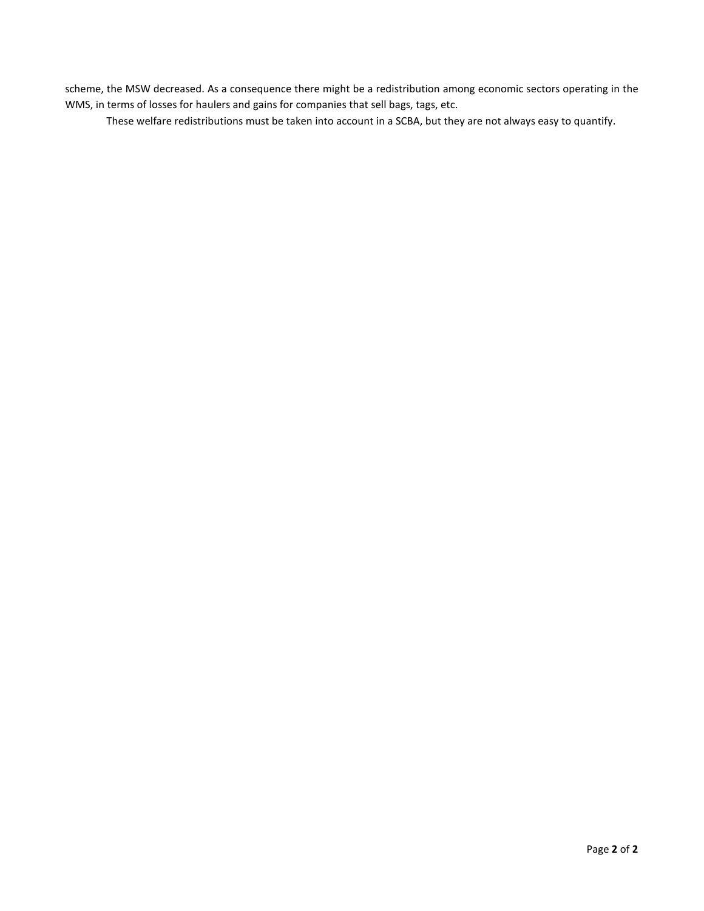scheme, the MSW decreased. As a consequence there might be a redistribution among economic sectors operating in the WMS, in terms of losses for haulers and gains for companies that sell bags, tags, etc.

These welfare redistributions must be taken into account in a SCBA, but they are not always easy to quantify.